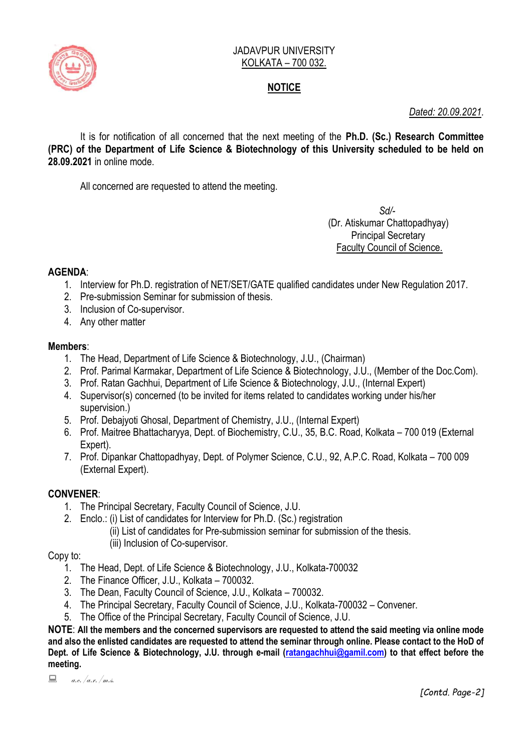JADAVPUR UNIVERSITY
KOLKATA – 700 032.

## NOTICE

*Dated: 20.09.2021*.

It is for notification of all concerned that the next meeting of the **Ph.D. (Sc.) Research Committee (PRC) of the Department of Life Science & Biotechnology of this University scheduled to be held on 28.09.2021** in online mode.

All concerned are requested to attend the meeting.

*Sd/-*
(Dr. Atiskumar Chattopadhyay)
Principal Secretary
Faculty Council of Science.

**AGENDA**:

1. Interview for Ph.D. registration of NET/SET/GATE qualified candidates under New Regulation 2017.
2. Pre-submission Seminar for submission of thesis.
3. Inclusion of Co-supervisor.
4. Any other matter

**Members**:

1. The Head, Department of Life Science & Biotechnology, J.U., (Chairman)
2. Prof. Parimal Karmakar, Department of Life Science & Biotechnology, J.U., (Member of the Doc.Com).
3. Prof. Ratan Gachhui, Department of Life Science & Biotechnology, J.U., (Internal Expert)
4. Supervisor(s) concerned (to be invited for items related to candidates working under his/her supervision.)
5. Prof. Debajyoti Ghosal, Department of Chemistry, J.U., (Internal Expert)
6. Prof. Maitree Bhattacharyya, Dept. of Biochemistry, C.U., 35, B.C. Road, Kolkata – 700 019 (External Expert).
7. Prof. Dipankar Chattopadhyay, Dept. of Polymer Science, C.U., 92, A.P.C. Road, Kolkata – 700 009 (External Expert).

**CONVENER**:

1. The Principal Secretary, Faculty Council of Science, J.U.
2. Enclo.: (i) List of candidates for Interview for Ph.D. (Sc.) registration
   (ii) List of candidates for Pre-submission seminar for submission of the thesis.
   (iii) Inclusion of Co-supervisor.

Copy to:

1. The Head, Dept. of Life Science & Biotechnology, J.U., Kolkata-700032
2. The Finance Officer, J.U., Kolkata – 700032.
3. The Dean, Faculty Council of Science, J.U., Kolkata – 700032.
4. The Principal Secretary, Faculty Council of Science, J.U., Kolkata-700032 – Convener.
5. The Office of the Principal Secretary, Faculty Council of Science, J.U.

**NOTE**: **All the members and the concerned supervisors are requested to attend the said meeting via online mode and also the enlisted candidates are requested to attend the seminar through online. Please contact to the HoD of Dept. of Life Science & Biotechnology, J.U. through e-mail (ratangachhui@gamil.com) to that effect before the meeting.**

*a.e./a.r./m.s.*

*[Contd. Page-2]*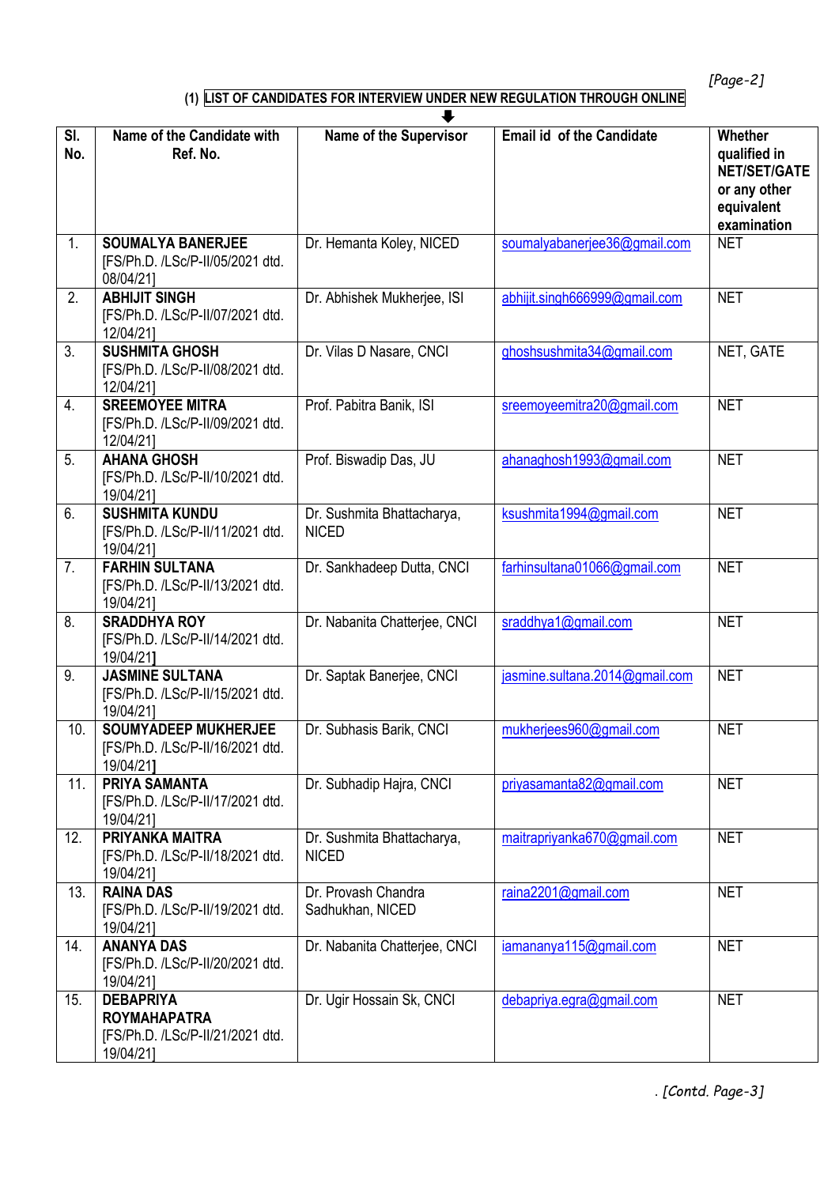(1) LIST OF CANDIDATES FOR INTERVIEW UNDER NEW REGULATION THROUGH ONLINE

| Sl. No. | Name of the Candidate with Ref. No. | Name of the Supervisor | Email id of the Candidate | Whether qualified in NET/SET/GATE or any other equivalent examination |
|---|---|---|---|---|
| 1. | **SOUMALYA BANERJEE** [FS/Ph.D. /LSc/P-II/05/2021 dtd. 08/04/21] | Dr. Hemanta Koley, NICED | soumalyabanerjee36@gmail.com | NET |
| 2. | **ABHIJIT SINGH** [FS/Ph.D. /LSc/P-II/07/2021 dtd. 12/04/21] | Dr. Abhishek Mukherjee, ISI | abhijit.singh666999@gmail.com | NET |
| 3. | **SUSHMITA GHOSH** [FS/Ph.D. /LSc/P-II/08/2021 dtd. 12/04/21] | Dr. Vilas D Nasare, CNCI | ghoshsushmita34@gmail.com | NET, GATE |
| 4. | **SREEMOYEE MITRA** [FS/Ph.D. /LSc/P-II/09/2021 dtd. 12/04/21] | Prof. Pabitra Banik, ISI | sreemoyeemitra20@gmail.com | NET |
| 5. | **AHANA GHOSH** [FS/Ph.D. /LSc/P-II/10/2021 dtd. 19/04/21] | Prof. Biswadip Das, JU | ahanaghosh1993@gmail.com | NET |
| 6. | **SUSHMITA KUNDU** [FS/Ph.D. /LSc/P-II/11/2021 dtd. 19/04/21] | Dr. Sushmita Bhattacharya, NICED | ksushmita1994@gmail.com | NET |
| 7. | **FARHIN SULTANA** [FS/Ph.D. /LSc/P-II/13/2021 dtd. 19/04/21] | Dr. Sankhadeep Dutta, CNCI | farhinsultana01066@gmail.com | NET |
| 8. | **SRADDHYA ROY** [FS/Ph.D. /LSc/P-II/14/2021 dtd. 19/04/21] | Dr. Nabanita Chatterjee, CNCI | sraddhya1@gmail.com | NET |
| 9. | **JASMINE SULTANA** [FS/Ph.D. /LSc/P-II/15/2021 dtd. 19/04/21] | Dr. Saptak Banerjee, CNCI | jasmine.sultana.2014@gmail.com | NET |
| 10. | **SOUMYADEEP MUKHERJEE** [FS/Ph.D. /LSc/P-II/16/2021 dtd. 19/04/21] | Dr. Subhasis Barik, CNCI | mukherjees960@gmail.com | NET |
| 11. | **PRIYA SAMANTA** [FS/Ph.D. /LSc/P-II/17/2021 dtd. 19/04/21] | Dr. Subhadip Hajra, CNCI | priyasamanta82@gmail.com | NET |
| 12. | **PRIYANKA MAITRA** [FS/Ph.D. /LSc/P-II/18/2021 dtd. 19/04/21] | Dr. Sushmita Bhattacharya, NICED | maitrapriyanka670@gmail.com | NET |
| 13. | **RAINA DAS** [FS/Ph.D. /LSc/P-II/19/2021 dtd. 19/04/21] | Dr. Provash Chandra Sadhukhan, NICED | raina2201@gmail.com | NET |
| 14. | **ANANYA DAS** [FS/Ph.D. /LSc/P-II/20/2021 dtd. 19/04/21] | Dr. Nabanita Chatterjee, CNCI | iamananya115@gmail.com | NET |
| 15. | **DEBAPRIYA ROYMAHAPATRA** [FS/Ph.D. /LSc/P-II/21/2021 dtd. 19/04/21] | Dr. Ugir Hossain Sk, CNCI | debapriya.egra@gmail.com | NET |

*[Contd. Page-3]*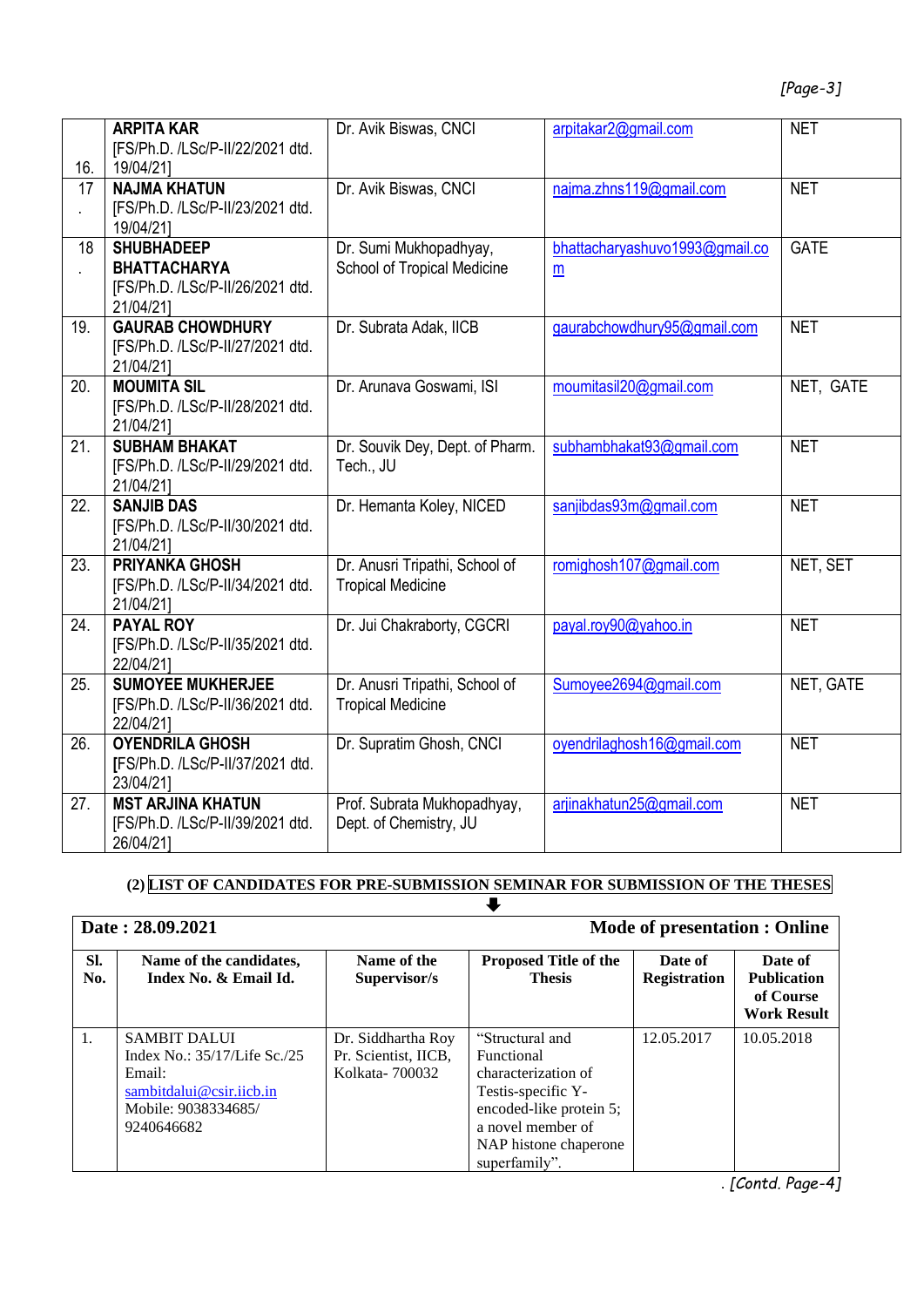| | | | | |
|---|---|---|---|---|
| 16. | **ARPITA KAR** [FS/Ph.D. /LSc/P-II/22/2021 dtd. 19/04/21] | Dr. Avik Biswas, CNCI | arpitakar2@gmail.com | NET |
| 17. | **NAJMA KHATUN** [FS/Ph.D. /LSc/P-II/23/2021 dtd. 19/04/21] | Dr. Avik Biswas, CNCI | najma.zhns119@gmail.com | NET |
| 18. | **SHUBHADEEP BHATTACHARYA** [FS/Ph.D. /LSc/P-II/26/2021 dtd. 21/04/21] | Dr. Sumi Mukhopadhyay, School of Tropical Medicine | bhattacharyashuvo1993@gmail.com | GATE |
| 19. | **GAURAB CHOWDHURY** [FS/Ph.D. /LSc/P-II/27/2021 dtd. 21/04/21] | Dr. Subrata Adak, IICB | gaurabchowdhury95@gmail.com | NET |
| 20. | **MOUMITA SIL** [FS/Ph.D. /LSc/P-II/28/2021 dtd. 21/04/21] | Dr. Arunava Goswami, ISI | moumitasil20@gmail.com | NET, GATE |
| 21. | **SUBHAM BHAKAT** [FS/Ph.D. /LSc/P-II/29/2021 dtd. 21/04/21] | Dr. Souvik Dey, Dept. of Pharm. Tech., JU | subhambhakat93@gmail.com | NET |
| 22. | **SANJIB DAS** [FS/Ph.D. /LSc/P-II/30/2021 dtd. 21/04/21] | Dr. Hemanta Koley, NICED | sanjibdas93m@gmail.com | NET |
| 23. | **PRIYANKA GHOSH** [FS/Ph.D. /LSc/P-II/34/2021 dtd. 21/04/21] | Dr. Anusri Tripathi, School of Tropical Medicine | romighosh107@gmail.com | NET, SET |
| 24. | **PAYAL ROY** [FS/Ph.D. /LSc/P-II/35/2021 dtd. 22/04/21] | Dr. Jui Chakraborty, CGCRI | payal.roy90@yahoo.in | NET |
| 25. | **SUMOYEE MUKHERJEE** [FS/Ph.D. /LSc/P-II/36/2021 dtd. 22/04/21] | Dr. Anusri Tripathi, School of Tropical Medicine | Sumoyee2694@gmail.com | NET, GATE |
| 26. | **OYENDRILA GHOSH** [FS/Ph.D. /LSc/P-II/37/2021 dtd. 23/04/21] | Dr. Supratim Ghosh, CNCI | oyendrilaghosh16@gmail.com | NET |
| 27. | **MST ARJINA KHATUN** [FS/Ph.D. /LSc/P-II/39/2021 dtd. 26/04/21] | Prof. Subrata Mukhopadhyay, Dept. of Chemistry, JU | arjinakhatun25@gmail.com | NET |

**(2) LIST OF CANDIDATES FOR PRE-SUBMISSION SEMINAR FOR SUBMISSION OF THE THESES**

**Date : 28.09.2021** **Mode of presentation : Online**

| Sl. No. | Name of the candidates, Index No. & Email Id. | Name of the Supervisor/s | Proposed Title of the Thesis | Date of Registration | Date of Publication of Course Work Result |
|---|---|---|---|---|---|
| 1. | SAMBIT DALUI Index No.: 35/17/Life Sc./25 Email: sambitdalui@csir.iicb.in Mobile: 9038334685/ 9240646682 | Dr. Siddhartha Roy Pr. Scientist, IICB, Kolkata- 700032 | "Structural and Functional characterization of Testis-specific Y-encoded-like protein 5; a novel member of NAP histone chaperone superfamily". | 12.05.2017 | 10.05.2018 |

*[Contd. Page-4]*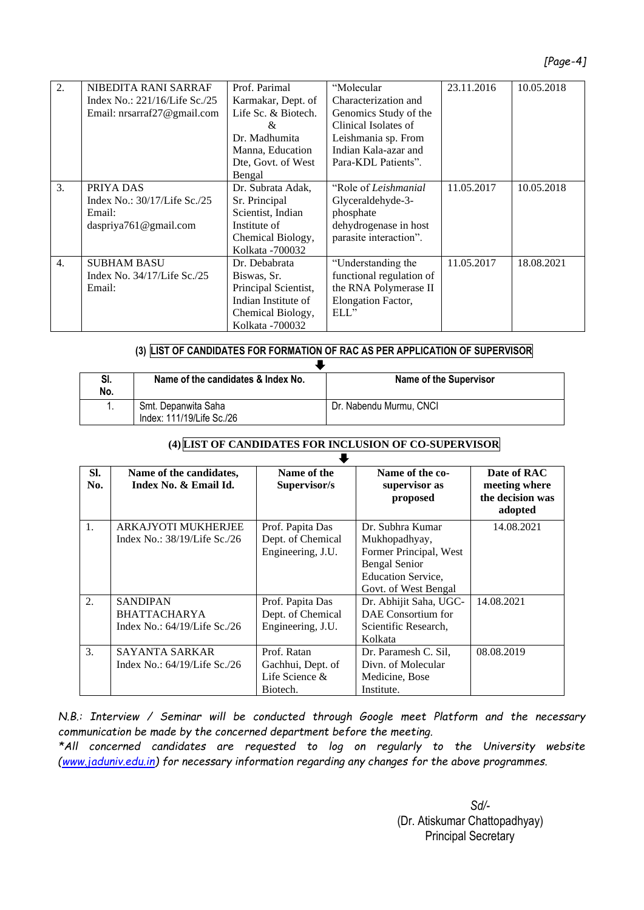| | | | | | |
|---|---|---|---|---|---|
| 2. | NIBEDITA RANI SARRAF<br>Index No.: 221/16/Life Sc./25<br>Email: nrsarraf27@gmail.com | Prof. Parimal Karmakar, Dept. of Life Sc. & Biotech.<br>&<br>Dr. Madhumita Manna, Education Dte, Govt. of West Bengal | "Molecular Characterization and Genomics Study of the Clinical Isolates of Leishmania sp. From Indian Kala-azar and Para-KDL Patients". | 23.11.2016 | 10.05.2018 |
| 3. | PRIYA DAS<br>Index No.: 30/17/Life Sc./25<br>Email: daspriya761@gmail.com | Dr. Subrata Adak, Sr. Principal Scientist, Indian Institute of Chemical Biology, Kolkata -700032 | "Role of *Leishmanial* Glyceraldehyde-3-phosphate dehydrogenase in host parasite interaction". | 11.05.2017 | 10.05.2018 |
| 4. | SUBHAM BASU<br>Index No. 34/17/Life Sc./25<br>Email: | Dr. Debabrata Biswas, Sr. Principal Scientist, Indian Institute of Chemical Biology, Kolkata -700032 | "Understanding the functional regulation of the RNA Polymerase II Elongation Factor, ELL" | 11.05.2017 | 18.08.2021 |

### (3) LIST OF CANDIDATES FOR FORMATION OF RAC AS PER APPLICATION OF SUPERVISOR

| Sl. No. | Name of the candidates & Index No. | Name of the Supervisor |
|---|---|---|
| 1. | Smt. Depanwita Saha<br>Index: 111/19/Life Sc./26 | Dr. Nabendu Murmu, CNCI |

### (4) LIST OF CANDIDATES FOR INCLUSION OF CO-SUPERVISOR

| Sl. No. | Name of the candidates, Index No. & Email Id. | Name of the Supervisor/s | Name of the co-supervisor as proposed | Date of RAC meeting where the decision was adopted |
|---|---|---|---|---|
| 1. | ARKAJYOTI MUKHERJEE<br>Index No.: 38/19/Life Sc./26 | Prof. Papita Das Dept. of Chemical Engineering, J.U. | Dr. Subhra Kumar Mukhopadhyay, Former Principal, West Bengal Senior Education Service, Govt. of West Bengal | 14.08.2021 |
| 2. | SANDIPAN BHATTACHARYA<br>Index No.: 64/19/Life Sc./26 | Prof. Papita Das Dept. of Chemical Engineering, J.U. | Dr. Abhijit Saha, UGC-DAE Consortium for Scientific Research, Kolkata | 14.08.2021 |
| 3. | SAYANTA SARKAR<br>Index No.: 64/19/Life Sc./26 | Prof. Ratan Gachhui, Dept. of Life Science & Biotech. | Dr. Paramesh C. Sil, Divn. of Molecular Medicine, Bose Institute. | 08.08.2019 |

*N.B.: Interview / Seminar will be conducted through Google meet Platform and the necessary communication be made by the concerned department before the meeting.*

*\*All concerned candidates are requested to log on regularly to the University website (www.jaduniv.edu.in) for necessary information regarding any changes for the above programmes.*

Sd/-
(Dr. Atiskumar Chattopadhyay)
Principal Secretary